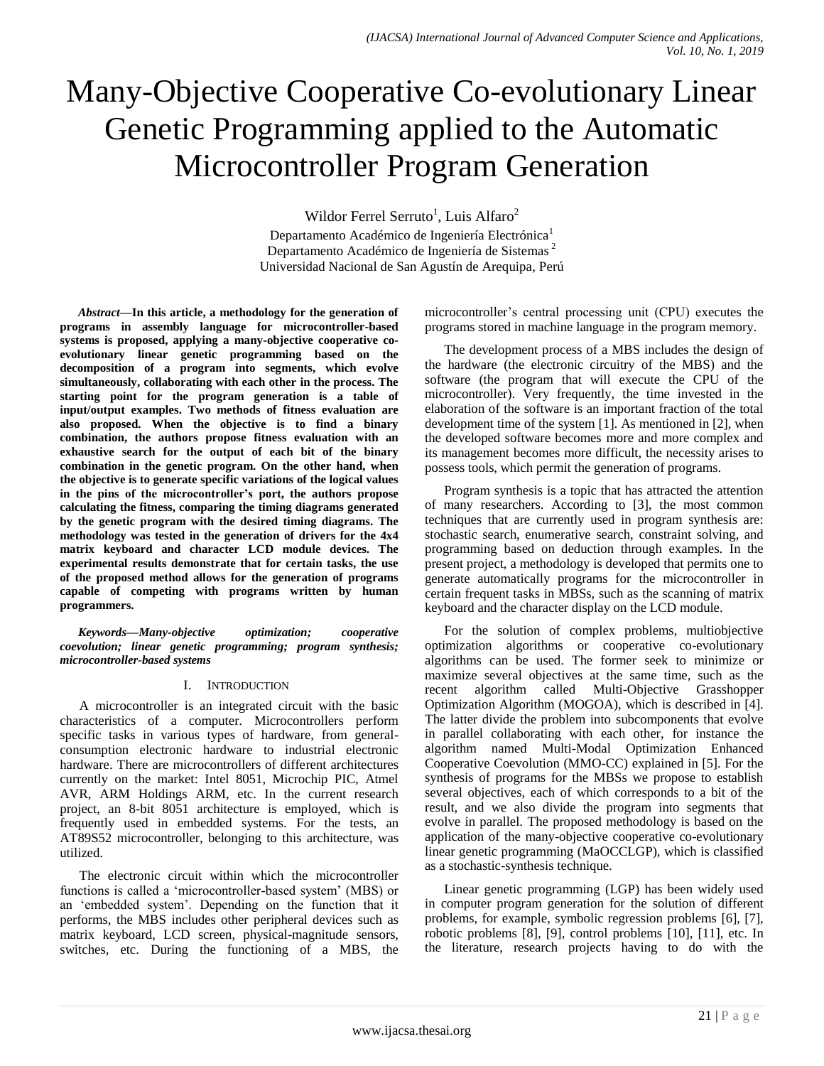# Many-Objective Cooperative Co-evolutionary Linear Genetic Programming applied to the Automatic Microcontroller Program Generation

Wildor Ferrel Serruto[1], Luis Alfaro[2]

Departamento Académico de Ingeniería Electrónica[1]
Departamento Académico de Ingeniería de Sistemas[2]
Universidad Nacional de San Agustín de Arequipa, Perú

***Abstract*—In this article, a methodology for the generation of programs in assembly language for microcontroller-based systems is proposed, applying a many-objective cooperative co-evolutionary linear genetic programming based on the decomposition of a program into segments, which evolve simultaneously, collaborating with each other in the process. The starting point for the program generation is a table of input/output examples. Two methods of fitness evaluation are also proposed. When the objective is to find a binary combination, the authors propose fitness evaluation with an exhaustive search for the output of each bit of the binary combination in the genetic program. On the other hand, when the objective is to generate specific variations of the logical values in the pins of the microcontroller's port, the authors propose calculating the fitness, comparing the timing diagrams generated by the genetic program with the desired timing diagrams. The methodology was tested in the generation of drivers for the 4x4 matrix keyboard and character LCD module devices. The experimental results demonstrate that for certain tasks, the use of the proposed method allows for the generation of programs capable of competing with programs written by human programmers.**

***Keywords*—Many-objective optimization; cooperative coevolution; linear genetic programming; program synthesis; microcontroller-based systems**

## I. Introduction

A microcontroller is an integrated circuit with the basic characteristics of a computer. Microcontrollers perform specific tasks in various types of hardware, from general-consumption electronic hardware to industrial electronic hardware. There are microcontrollers of different architectures currently on the market: Intel 8051, Microchip PIC, Atmel AVR, ARM Holdings ARM, etc. In the current research project, an 8-bit 8051 architecture is employed, which is frequently used in embedded systems. For the tests, an AT89S52 microcontroller, belonging to this architecture, was utilized.

The electronic circuit within which the microcontroller functions is called a 'microcontroller-based system' (MBS) or an 'embedded system'. Depending on the function that it performs, the MBS includes other peripheral devices such as matrix keyboard, LCD screen, physical-magnitude sensors, switches, etc. During the functioning of a MBS, the microcontroller's central processing unit (CPU) executes the programs stored in machine language in the program memory.

The development process of a MBS includes the design of the hardware (the electronic circuitry of the MBS) and the software (the program that will execute the CPU of the microcontroller). Very frequently, the time invested in the elaboration of the software is an important fraction of the total development time of the system [1]. As mentioned in [2], when the developed software becomes more and more complex and its management becomes more difficult, the necessity arises to possess tools, which permit the generation of programs.

Program synthesis is a topic that has attracted the attention of many researchers. According to [3], the most common techniques that are currently used in program synthesis are: stochastic search, enumerative search, constraint solving, and programming based on deduction through examples. In the present project, a methodology is developed that permits one to generate automatically programs for the microcontroller in certain frequent tasks in MBSs, such as the scanning of matrix keyboard and the character display on the LCD module.

For the solution of complex problems, multiobjective optimization algorithms or cooperative co-evolutionary algorithms can be used. The former seek to minimize or maximize several objectives at the same time, such as the recent algorithm called Multi-Objective Grasshopper Optimization Algorithm (MOGOA), which is described in [4]. The latter divide the problem into subcomponents that evolve in parallel collaborating with each other, for instance the algorithm named Multi-Modal Optimization Enhanced Cooperative Coevolution (MMO-CC) explained in [5]. For the synthesis of programs for the MBSs we propose to establish several objectives, each of which corresponds to a bit of the result, and we also divide the program into segments that evolve in parallel. The proposed methodology is based on the application of the many-objective cooperative co-evolutionary linear genetic programming (MaOCCLGP), which is classified as a stochastic-synthesis technique.

Linear genetic programming (LGP) has been widely used in computer program generation for the solution of different problems, for example, symbolic regression problems [6], [7], robotic problems [8], [9], control problems [10], [11], etc. In the literature, research projects having to do with the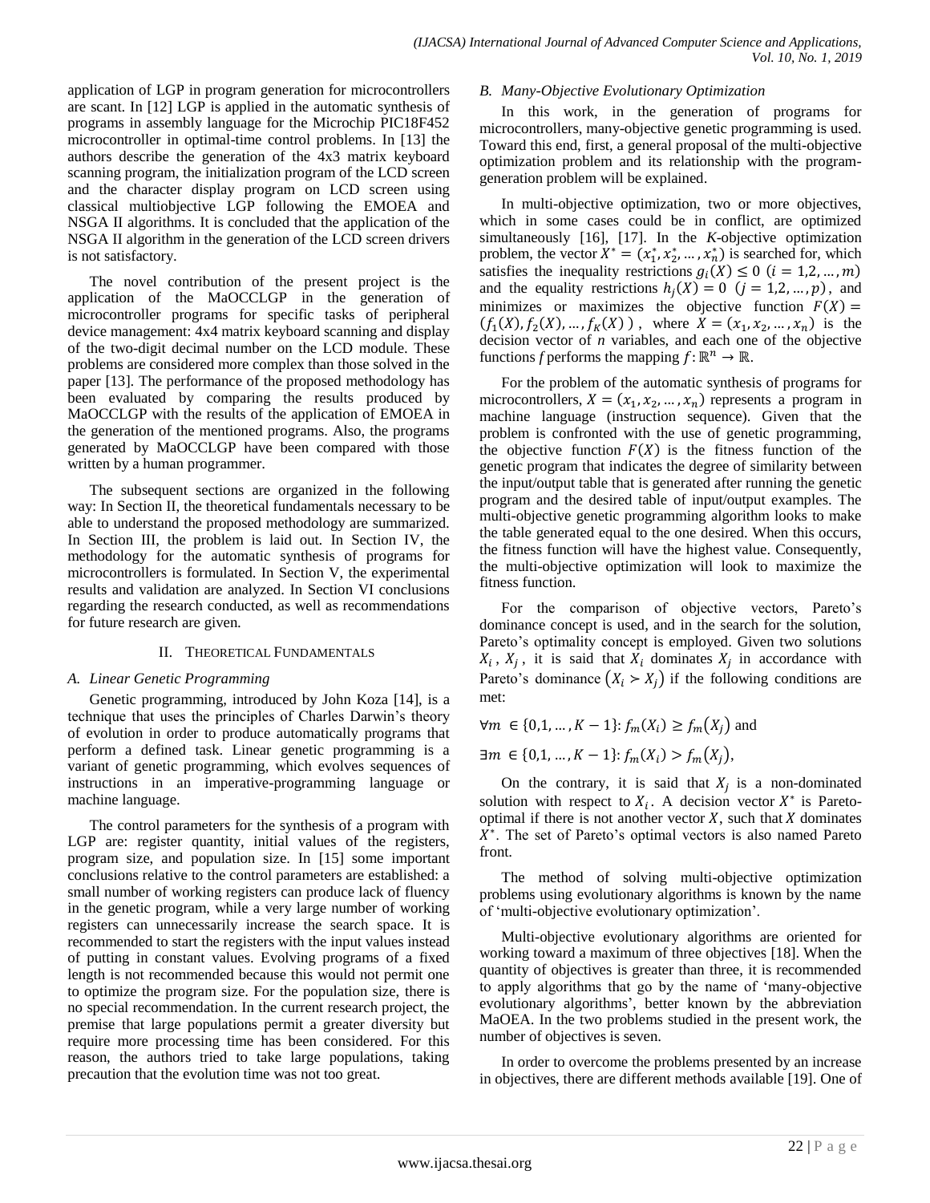application of LGP in program generation for microcontrollers are scant. In [12] LGP is applied in the automatic synthesis of programs in assembly language for the Microchip PIC18F452 microcontroller in optimal-time control problems. In [13] the authors describe the generation of the 4x3 matrix keyboard scanning program, the initialization program of the LCD screen and the character display program on LCD screen using classical multiobjective LGP following the EMOEA and NSGA II algorithms. It is concluded that the application of the NSGA II algorithm in the generation of the LCD screen drivers is not satisfactory.

The novel contribution of the present project is the application of the MaOCCLGP in the generation of microcontroller programs for specific tasks of peripheral device management: 4x4 matrix keyboard scanning and display of the two-digit decimal number on the LCD module. These problems are considered more complex than those solved in the paper [13]. The performance of the proposed methodology has been evaluated by comparing the results produced by MaOCCLGP with the results of the application of EMOEA in the generation of the mentioned programs. Also, the programs generated by MaOCCLGP have been compared with those written by a human programmer.

The subsequent sections are organized in the following way: In Section II, the theoretical fundamentals necessary to be able to understand the proposed methodology are summarized. In Section III, the problem is laid out. In Section IV, the methodology for the automatic synthesis of programs for microcontrollers is formulated. In Section V, the experimental results and validation are analyzed. In Section VI conclusions regarding the research conducted, as well as recommendations for future research are given.

## II. Theoretical Fundamentals

### A. Linear Genetic Programming

Genetic programming, introduced by John Koza [14], is a technique that uses the principles of Charles Darwin's theory of evolution in order to produce automatically programs that perform a defined task. Linear genetic programming is a variant of genetic programming, which evolves sequences of instructions in an imperative-programming language or machine language.

The control parameters for the synthesis of a program with LGP are: register quantity, initial values of the registers, program size, and population size. In [15] some important conclusions relative to the control parameters are established: a small number of working registers can produce lack of fluency in the genetic program, while a very large number of working registers can unnecessarily increase the search space. It is recommended to start the registers with the input values instead of putting in constant values. Evolving programs of a fixed length is not recommended because this would not permit one to optimize the program size. For the population size, there is no special recommendation. In the current research project, the premise that large populations permit a greater diversity but require more processing time has been considered. For this reason, the authors tried to take large populations, taking precaution that the evolution time was not too great.

### B. Many-Objective Evolutionary Optimization

In this work, in the generation of programs for microcontrollers, many-objective genetic programming is used. Toward this end, first, a general proposal of the multi-objective optimization problem and its relationship with the program-generation problem will be explained.

In multi-objective optimization, two or more objectives, which in some cases could be in conflict, are optimized simultaneously [16], [17]. In the *K*-objective optimization problem, the vector $X^* = (x_1^*, x_2^*, \ldots, x_n^*)$ is searched for, which satisfies the inequality restrictions $g_i(X) \leq 0$ $(i = 1, 2, \ldots, m)$ and the equality restrictions $h_j(X) = 0$ $(j = 1, 2, \ldots, p)$, and minimizes or maximizes the objective function $F(X) = (f_1(X), f_2(X), \ldots, f_K(X))$, where $X = (x_1, x_2, \ldots, x_n)$ is the decision vector of *n* variables, and each one of the objective functions *f* performs the mapping $f: \mathbb{R}^n \to \mathbb{R}$.

For the problem of the automatic synthesis of programs for microcontrollers, $X = (x_1, x_2, \ldots, x_n)$ represents a program in machine language (instruction sequence). Given that the problem is confronted with the use of genetic programming, the objective function $F(X)$ is the fitness function of the genetic program that indicates the degree of similarity between the input/output table that is generated after running the genetic program and the desired table of input/output examples. The multi-objective genetic programming algorithm looks to make the table generated equal to the one desired. When this occurs, the fitness function will have the highest value. Consequently, the multi-objective optimization will look to maximize the fitness function.

For the comparison of objective vectors, Pareto's dominance concept is used, and in the search for the solution, Pareto's optimality concept is employed. Given two solutions $X_i$, $X_j$, it is said that $X_i$ dominates $X_j$ in accordance with Pareto's dominance $(X_i \succ X_j)$ if the following conditions are met:

$$\forall m \in \{0, 1, \ldots, K-1\}: f_m(X_i) \geq f_m(X_j) \text{ and}$$

$$\exists m \in \{0, 1, \ldots, K-1\}: f_m(X_i) > f_m(X_j),$$

On the contrary, it is said that $X_j$ is a non-dominated solution with respect to $X_i$. A decision vector $X^*$ is Pareto-optimal if there is not another vector $X$, such that $X$ dominates $X^*$. The set of Pareto's optimal vectors is also named Pareto front.

The method of solving multi-objective optimization problems using evolutionary algorithms is known by the name of 'multi-objective evolutionary optimization'.

Multi-objective evolutionary algorithms are oriented for working toward a maximum of three objectives [18]. When the quantity of objectives is greater than three, it is recommended to apply algorithms that go by the name of 'many-objective evolutionary algorithms', better known by the abbreviation MaOEA. In the two problems studied in the present work, the number of objectives is seven.

In order to overcome the problems presented by an increase in objectives, there are different methods available [19]. One of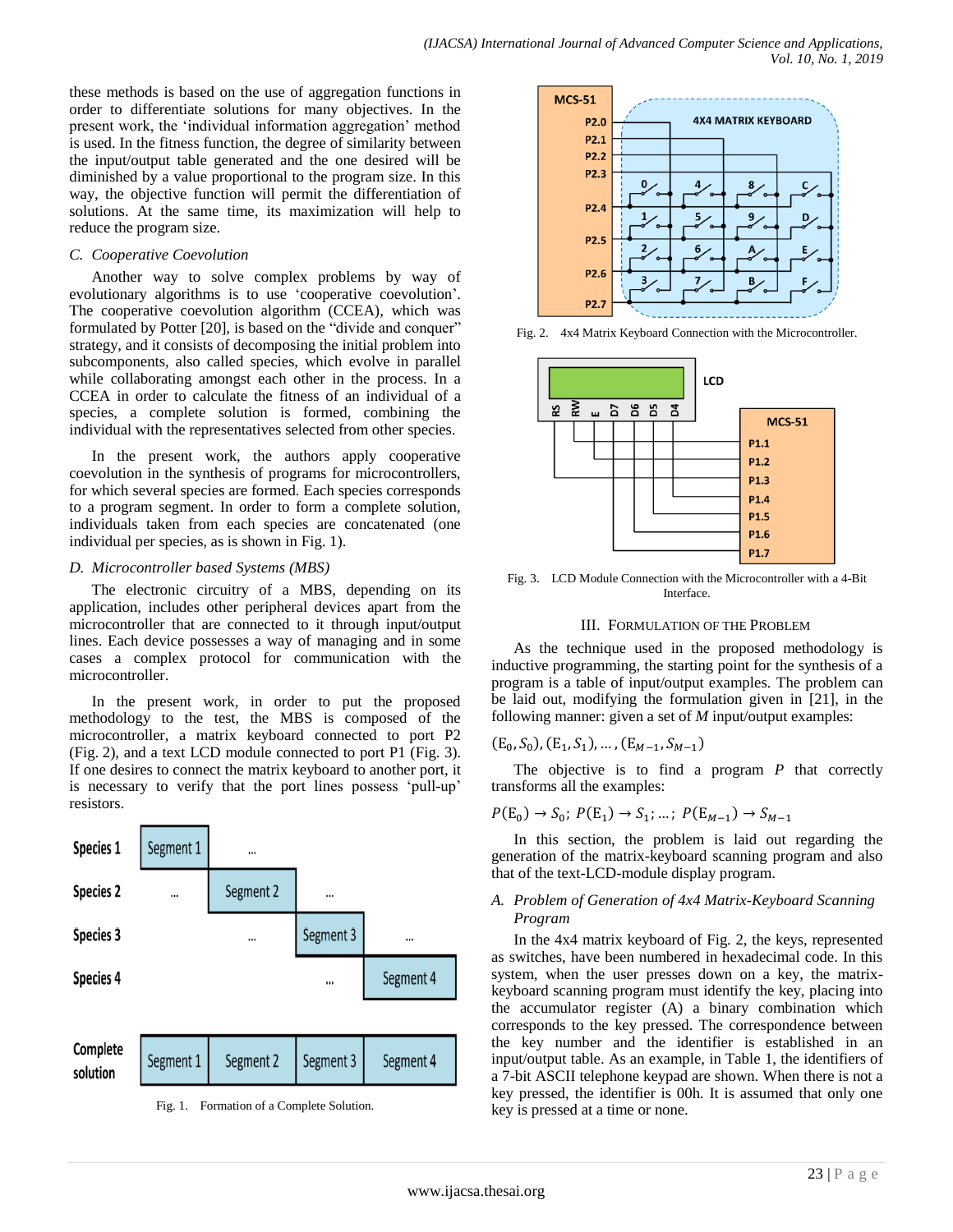these methods is based on the use of aggregation functions in order to differentiate solutions for many objectives. In the present work, the 'individual information aggregation' method is used. In the fitness function, the degree of similarity between the input/output table generated and the one desired will be diminished by a value proportional to the program size. In this way, the objective function will permit the differentiation of solutions. At the same time, its maximization will help to reduce the program size.

### C. Cooperative Coevolution

Another way to solve complex problems by way of evolutionary algorithms is to use 'cooperative coevolution'. The cooperative coevolution algorithm (CCEA), which was formulated by Potter [20], is based on the "divide and conquer" strategy, and it consists of decomposing the initial problem into subcomponents, also called species, which evolve in parallel while collaborating amongst each other in the process. In a CCEA in order to calculate the fitness of an individual of a species, a complete solution is formed, combining the individual with the representatives selected from other species.

In the present work, the authors apply cooperative coevolution in the synthesis of programs for microcontrollers, for which several species are formed. Each species corresponds to a program segment. In order to form a complete solution, individuals taken from each species are concatenated (one individual per species, as is shown in Fig. 1).

### D. Microcontroller based Systems (MBS)

The electronic circuitry of a MBS, depending on its application, includes other peripheral devices apart from the microcontroller that are connected to it through input/output lines. Each device possesses a way of managing and in some cases a complex protocol for communication with the microcontroller.

In the present work, in order to put the proposed methodology to the test, the MBS is composed of the microcontroller, a matrix keyboard connected to port P2 (Fig. 2), and a text LCD module connected to port P1 (Fig. 3). If one desires to connect the matrix keyboard to another port, it is necessary to verify that the port lines possess 'pull-up' resistors.

Fig. 1. Formation of a Complete Solution.

Fig. 2. 4x4 Matrix Keyboard Connection with the Microcontroller.

Fig. 3. LCD Module Connection with the Microcontroller with a 4-Bit Interface.

## III. Formulation of the Problem

As the technique used in the proposed methodology is inductive programming, the starting point for the synthesis of a program is a table of input/output examples. The problem can be laid out, modifying the formulation given in [21], in the following manner: given a set of $M$ input/output examples:

$$(E_0, S_0), (E_1, S_1), \ldots, (E_{M-1}, S_{M-1})$$

The objective is to find a program $P$ that correctly transforms all the examples:

$$P(E_0) \rightarrow S_0;\ P(E_1) \rightarrow S_1; \ldots;\ P(E_{M-1}) \rightarrow S_{M-1}$$

In this section, the problem is laid out regarding the generation of the matrix-keyboard scanning program and also that of the text-LCD-module display program.

### A. Problem of Generation of 4x4 Matrix-Keyboard Scanning Program

In the 4x4 matrix keyboard of Fig. 2, the keys, represented as switches, have been numbered in hexadecimal code. In this system, when the user presses down on a key, the matrix-keyboard scanning program must identify the key, placing into the accumulator register (A) a binary combination which corresponds to the key pressed. The correspondence between the key number and the identifier is established in an input/output table. As an example, in Table 1, the identifiers of a 7-bit ASCII telephone keypad are shown. When there is not a key pressed, the identifier is 00h. It is assumed that only one key is pressed at a time or none.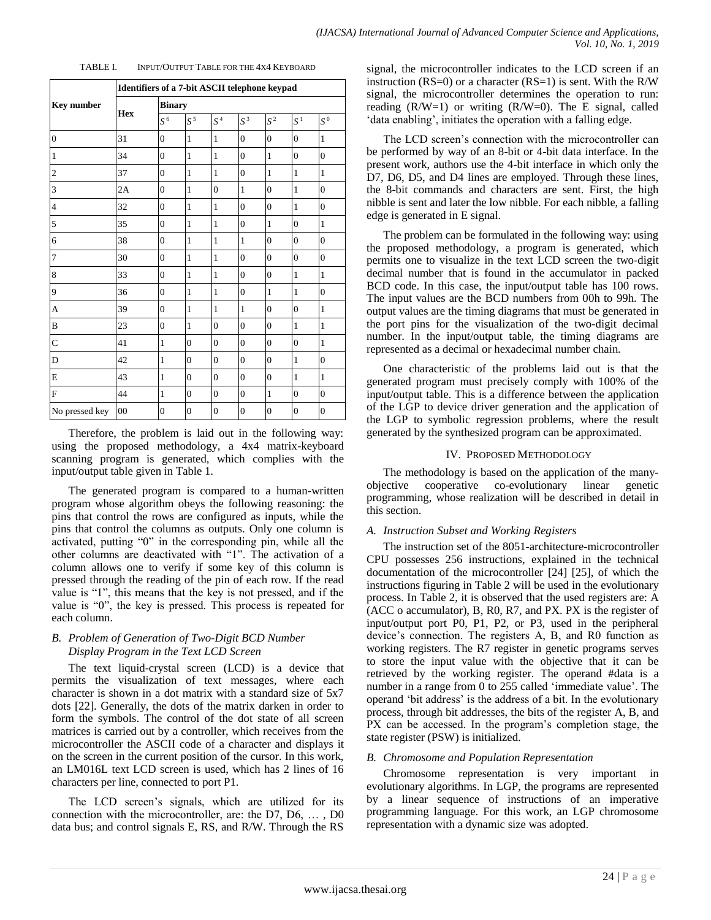TABLE I. INPUT/OUTPUT TABLE FOR THE 4X4 KEYBOARD

| Key number | Identifiers of a 7-bit ASCII telephone keypad | | | | | | | |
|---|---|---|---|---|---|---|---|---|
| | Hex | Binary | | | | | | |
| | | $S^6$ | $S^5$ | $S^4$ | $S^3$ | $S^2$ | $S^1$ | $S^0$ |
| 0 | 31 | 0 | 1 | 1 | 0 | 0 | 0 | 1 |
| 1 | 34 | 0 | 1 | 1 | 0 | 1 | 0 | 0 |
| 2 | 37 | 0 | 1 | 1 | 0 | 1 | 1 | 1 |
| 3 | 2A | 0 | 1 | 0 | 1 | 0 | 1 | 0 |
| 4 | 32 | 0 | 1 | 1 | 0 | 0 | 1 | 0 |
| 5 | 35 | 0 | 1 | 1 | 0 | 1 | 0 | 1 |
| 6 | 38 | 0 | 1 | 1 | 1 | 0 | 0 | 0 |
| 7 | 30 | 0 | 1 | 1 | 0 | 0 | 0 | 0 |
| 8 | 33 | 0 | 1 | 1 | 0 | 0 | 1 | 1 |
| 9 | 36 | 0 | 1 | 1 | 0 | 1 | 1 | 0 |
| A | 39 | 0 | 1 | 1 | 1 | 0 | 0 | 1 |
| B | 23 | 0 | 1 | 0 | 0 | 0 | 1 | 1 |
| C | 41 | 1 | 0 | 0 | 0 | 0 | 0 | 1 |
| D | 42 | 1 | 0 | 0 | 0 | 0 | 1 | 0 |
| E | 43 | 1 | 0 | 0 | 0 | 0 | 1 | 1 |
| F | 44 | 1 | 0 | 0 | 0 | 1 | 0 | 0 |
| No pressed key | 00 | 0 | 0 | 0 | 0 | 0 | 0 | 0 |

Therefore, the problem is laid out in the following way: using the proposed methodology, a 4x4 matrix-keyboard scanning program is generated, which complies with the input/output table given in Table 1.

The generated program is compared to a human-written program whose algorithm obeys the following reasoning: the pins that control the rows are configured as inputs, while the pins that control the columns as outputs. Only one column is activated, putting "0" in the corresponding pin, while all the other columns are deactivated with "1". The activation of a column allows one to verify if some key of this column is pressed through the reading of the pin of each row. If the read value is "1", this means that the key is not pressed, and if the value is "0", the key is pressed. This process is repeated for each column.

### *B. Problem of Generation of Two-Digit BCD Number Display Program in the Text LCD Screen*

The text liquid-crystal screen (LCD) is a device that permits the visualization of text messages, where each character is shown in a dot matrix with a standard size of 5x7 dots [22]. Generally, the dots of the matrix darken in order to form the symbols. The control of the dot state of all screen matrices is carried out by a controller, which receives from the microcontroller the ASCII code of a character and displays it on the screen in the current position of the cursor. In this work, an LM016L text LCD screen is used, which has 2 lines of 16 characters per line, connected to port P1.

The LCD screen's signals, which are utilized for its connection with the microcontroller, are: the D7, D6, … , D0 data bus; and control signals E, RS, and R/W. Through the RS signal, the microcontroller indicates to the LCD screen if an instruction (RS=0) or a character (RS=1) is sent. With the R/W signal, the microcontroller determines the operation to run: reading (R/W=1) or writing (R/W=0). The E signal, called 'data enabling', initiates the operation with a falling edge.

The LCD screen's connection with the microcontroller can be performed by way of an 8-bit or 4-bit data interface. In the present work, authors use the 4-bit interface in which only the D7, D6, D5, and D4 lines are employed. Through these lines, the 8-bit commands and characters are sent. First, the high nibble is sent and later the low nibble. For each nibble, a falling edge is generated in E signal.

The problem can be formulated in the following way: using the proposed methodology, a program is generated, which permits one to visualize in the text LCD screen the two-digit decimal number that is found in the accumulator in packed BCD code. In this case, the input/output table has 100 rows. The input values are the BCD numbers from 00h to 99h. The output values are the timing diagrams that must be generated in the port pins for the visualization of the two-digit decimal number. In the input/output table, the timing diagrams are represented as a decimal or hexadecimal number chain.

One characteristic of the problems laid out is that the generated program must precisely comply with 100% of the input/output table. This is a difference between the application of the LGP to device driver generation and the application of the LGP to symbolic regression problems, where the result generated by the synthesized program can be approximated.

## IV. PROPOSED METHODOLOGY

The methodology is based on the application of the many-objective cooperative co-evolutionary linear genetic programming, whose realization will be described in detail in this section.

### *A. Instruction Subset and Working Registers*

The instruction set of the 8051-architecture-microcontroller CPU possesses 256 instructions, explained in the technical documentation of the microcontroller [24] [25], of which the instructions figuring in Table 2 will be used in the evolutionary process. In Table 2, it is observed that the used registers are: A (ACC o accumulator), B, R0, R7, and PX. PX is the register of input/output port P0, P1, P2, or P3, used in the peripheral device's connection. The registers A, B, and R0 function as working registers. The R7 register in genetic programs serves to store the input value with the objective that it can be retrieved by the working register. The operand #data is a number in a range from 0 to 255 called 'immediate value'. The operand 'bit address' is the address of a bit. In the evolutionary process, through bit addresses, the bits of the register A, B, and PX can be accessed. In the program's completion stage, the state register (PSW) is initialized.

### *B. Chromosome and Population Representation*

Chromosome representation is very important in evolutionary algorithms. In LGP, the programs are represented by a linear sequence of instructions of an imperative programming language. For this work, an LGP chromosome representation with a dynamic size was adopted.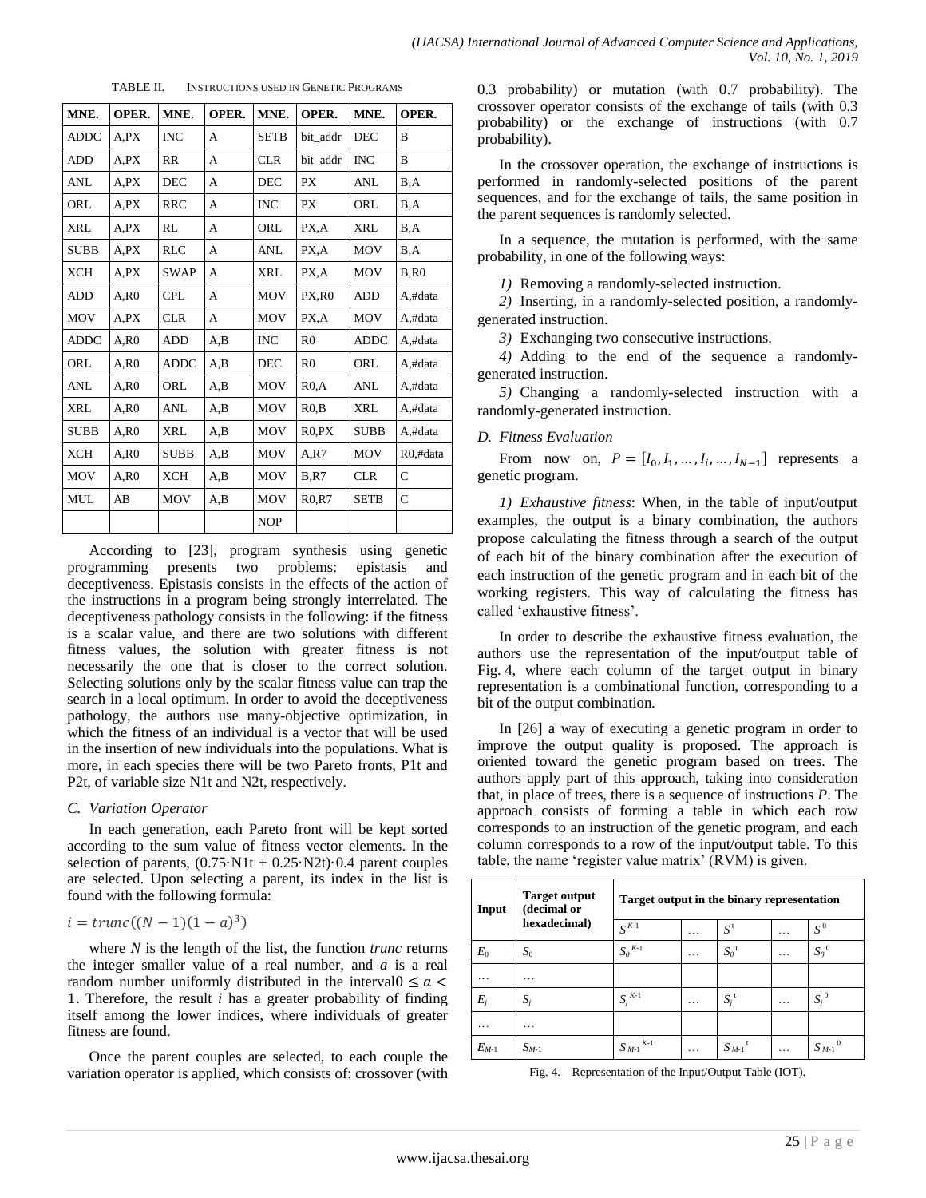TABLE II. INSTRUCTIONS USED IN GENETIC PROGRAMS

| MNE. | OPER. | MNE. | OPER. | MNE. | OPER. | MNE. | OPER. |
|---|---|---|---|---|---|---|---|
| ADDC | A,PX | INC | A | SETB | bit_addr | DEC | B |
| ADD | A,PX | RR | A | CLR | bit_addr | INC | B |
| ANL | A,PX | DEC | A | DEC | PX | ANL | B,A |
| ORL | A,PX | RRC | A | INC | PX | ORL | B,A |
| XRL | A,PX | RL | A | ORL | PX,A | XRL | B,A |
| SUBB | A,PX | RLC | A | ANL | PX,A | MOV | B,A |
| XCH | A,PX | SWAP | A | XRL | PX,A | MOV | B,R0 |
| ADD | A,R0 | CPL | A | MOV | PX,R0 | ADD | A,#data |
| MOV | A,PX | CLR | A | MOV | PX,A | MOV | A,#data |
| ADDC | A,R0 | ADD | A,B | INC | R0 | ADDC | A,#data |
| ORL | A,R0 | ADDC | A,B | DEC | R0 | ORL | A,#data |
| ANL | A,R0 | ORL | A,B | MOV | R0,A | ANL | A,#data |
| XRL | A,R0 | ANL | A,B | MOV | R0,B | XRL | A,#data |
| SUBB | A,R0 | XRL | A,B | MOV | R0,PX | SUBB | A,#data |
| XCH | A,R0 | SUBB | A,B | MOV | A,R7 | MOV | R0,#data |
| MOV | A,R0 | XCH | A,B | MOV | B,R7 | CLR | C |
| MUL | AB | MOV | A,B | MOV | R0,R7 | SETB | C |
| | | | | NOP | | | |

According to [23], program synthesis using genetic programming presents two problems: epistasis and deceptiveness. Epistasis consists in the effects of the action of the instructions in a program being strongly interrelated. The deceptiveness pathology consists in the following: if the fitness is a scalar value, and there are two solutions with different fitness values, the solution with greater fitness is not necessarily the one that is closer to the correct solution. Selecting solutions only by the scalar fitness value can trap the search in a local optimum. In order to avoid the deceptiveness pathology, the authors use many-objective optimization, in which the fitness of an individual is a vector that will be used in the insertion of new individuals into the populations. What is more, in each species there will be two Pareto fronts, P1t and P2t, of variable size N1t and N2t, respectively.

### C. Variation Operator

In each generation, each Pareto front will be kept sorted according to the sum value of fitness vector elements. In the selection of parents, (0.75·N1t + 0.25·N2t)·0.4 parent couples are selected. Upon selecting a parent, its index in the list is found with the following formula:

$$i = trunc((N-1)(1-a)^3)$$

where $N$ is the length of the list, the function *trunc* returns the integer smaller value of a real number, and $a$ is a real random number uniformly distributed in the interval $0 \leq a < 1$. Therefore, the result $i$ has a greater probability of finding itself among the lower indices, where individuals of greater fitness are found.

Once the parent couples are selected, to each couple the variation operator is applied, which consists of: crossover (with 0.3 probability) or mutation (with 0.7 probability). The crossover operator consists of the exchange of tails (with 0.3 probability) or the exchange of instructions (with 0.7 probability).

In the crossover operation, the exchange of instructions is performed in randomly-selected positions of the parent sequences, and for the exchange of tails, the same position in the parent sequences is randomly selected.

In a sequence, the mutation is performed, with the same probability, in one of the following ways:

*1)* Removing a randomly-selected instruction.

*2)* Inserting, in a randomly-selected position, a randomly-generated instruction.

*3)* Exchanging two consecutive instructions.

*4)* Adding to the end of the sequence a randomly-generated instruction.

*5)* Changing a randomly-selected instruction with a randomly-generated instruction.

### D. Fitness Evaluation

From now on, $P = [I_0, I_1, \ldots, I_i, \ldots, I_{N-1}]$ represents a genetic program.

*1) Exhaustive fitness*: When, in the table of input/output examples, the output is a binary combination, the authors propose calculating the fitness through a search of the output of each bit of the binary combination after the execution of each instruction of the genetic program and in each bit of the working registers. This way of calculating the fitness has called 'exhaustive fitness'.

In order to describe the exhaustive fitness evaluation, the authors use the representation of the input/output table of Fig. 4, where each column of the target output in binary representation is a combinational function, corresponding to a bit of the output combination.

In [26] a way of executing a genetic program in order to improve the output quality is proposed. The approach is oriented toward the genetic program based on trees. The authors apply part of this approach, taking into consideration that, in place of trees, there is a sequence of instructions $P$. The approach consists of forming a table in which each row corresponds to an instruction of the genetic program, and each column corresponds to a row of the input/output table. To this table, the name 'register value matrix' (RVM) is given.

| Input | Target output (decimal or hexadecimal) | Target output in the binary representation | | | | |
|---|---|---|---|---|---|---|
| | | $S^{K-1}$ | … | $S^t$ | … | $S^0$ |
| $E_0$ | $S_0$ | $S_0^{K-1}$ | … | $S_0^t$ | … | $S_0^0$ |
| … | … | | | | | |
| $E_j$ | $S_j$ | $S_j^{K-1}$ | … | $S_j^t$ | … | $S_j^0$ |
| … | … | | | | | |
| $E_{M-1}$ | $S_{M-1}$ | $S_{M-1}^{K-1}$ | … | $S_{M-1}^t$ | … | $S_{M-1}^0$ |

Fig. 4. Representation of the Input/Output Table (IOT).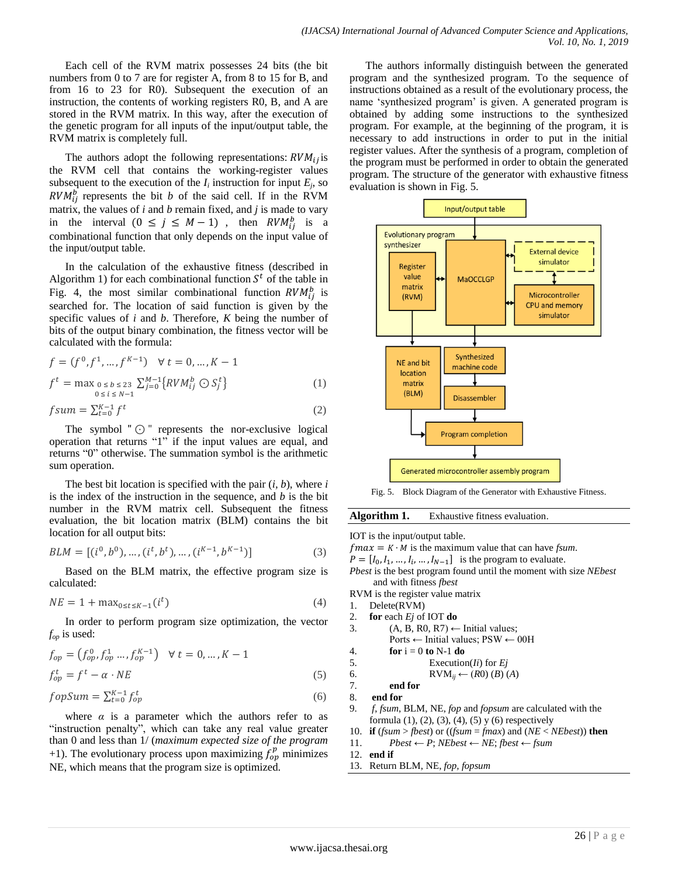Each cell of the RVM matrix possesses 24 bits (the bit numbers from 0 to 7 are for register A, from 8 to 15 for B, and from 16 to 23 for R0). Subsequent the execution of an instruction, the contents of working registers R0, B, and A are stored in the RVM matrix. In this way, after the execution of the genetic program for all inputs of the input/output table, the RVM matrix is completely full.

The authors adopt the following representations: $RVM_{ij}$ is the RVM cell that contains the working-register values subsequent to the execution of the $I_i$ instruction for input $E_j$, so $RVM_{ij}^{b}$ represents the bit $b$ of the said cell. If in the RVM matrix, the values of $i$ and $b$ remain fixed, and $j$ is made to vary in the interval $(0 \leq j \leq M-1)$, then $RVM_{ij}^{b}$ is a combinational function that only depends on the input value of the input/output table.

In the calculation of the exhaustive fitness (described in Algorithm 1) for each combinational function $S^t$ of the table in Fig. 4, the most similar combinational function $RVM_{ij}^{b}$ is searched for. The location of said function is given by the specific values of $i$ and $b$. Therefore, $K$ being the number of bits of the output binary combination, the fitness vector will be calculated with the formula:

$$f = (f^0, f^1, \ldots, f^{K-1}) \quad \forall\, t = 0, \ldots, K-1$$

$$f^t = \max_{\substack{0 \leq b \leq 23 \\ 0 \leq i \leq N-1}} \sum_{j=0}^{M-1} \{RVM_{ij}^{b} \odot S_j^t\} \tag{1}$$

$$fsum = \sum_{t=0}^{K-1} f^t \tag{2}$$

The symbol "$\odot$" represents the nor-exclusive logical operation that returns "1" if the input values are equal, and returns "0" otherwise. The summation symbol is the arithmetic sum operation.

The best bit location is specified with the pair ($i$, $b$), where $i$ is the index of the instruction in the sequence, and $b$ is the bit number in the RVM matrix cell. Subsequent the fitness evaluation, the bit location matrix (BLM) contains the bit location for all output bits:

$$BLM = [(i^0, b^0), \ldots, (i^t, b^t), \ldots, (i^{K-1}, b^{K-1})] \tag{3}$$

Based on the BLM matrix, the effective program size is calculated:

$$NE = 1 + \max_{0 \leq t \leq K-1}(i^t) \tag{4}$$

In order to perform program size optimization, the vector $f_{op}$ is used:

$$f_{op} = \left(f_{op}^0, f_{op}^1 \ldots, f_{op}^{K-1}\right) \quad \forall\, t = 0, \ldots, K-1$$

$$f_{op}^t = f^t - \alpha \cdot NE \tag{5}$$

$$fopSum = \sum_{t=0}^{K-1} f_{op}^t \tag{6}$$

where $\alpha$ is a parameter which the authors refer to as "instruction penalty", which can take any real value greater than 0 and less than 1/ (*maximum expected size of the program* +1). The evolutionary process upon maximizing $f_{op}^p$ minimizes NE, which means that the program size is optimized.

The authors informally distinguish between the generated program and the synthesized program. To the sequence of instructions obtained as a result of the evolutionary process, the name 'synthesized program' is given. A generated program is obtained by adding some instructions to the synthesized program. For example, at the beginning of the program, it is necessary to add instructions in order to put in the initial register values. After the synthesis of a program, completion of the program must be performed in order to obtain the generated program. The structure of the generator with exhaustive fitness evaluation is shown in Fig. 5.

Fig. 5. Block Diagram of the Generator with Exhaustive Fitness.

**Algorithm 1.** Exhaustive fitness evaluation.

IOT is the input/output table.
$fmax = K \cdot M$ is the maximum value that can have *fsum*.
$P = [I_0, I_1, \ldots, I_i, \ldots, I_{N-1}]$ is the program to evaluate.
*Pbest* is the best program found until the moment with size *NEbest* and with fitness *fbest*
RVM is the register value matrix

```
1.  Delete(RVM)
2.  for each Ej of IOT do
3.      (A, B, R0, R7) ← Initial values;
        Ports ← Initial values; PSW ← 00H
4.      for i = 0 to N-1 do
5.          Execution(Ii) for Ej
6.          RVMij ← (R0) (B) (A)
7.      end for
8.  end for
9.  f, fsum, BLM, NE, fop and fopsum are calculated with the
    formula (1), (2), (3), (4), (5) y (6) respectively
10. if (fsum > fbest) or ((fsum = fmax) and (NE < NEbest)) then
11.     Pbest ← P; NEbest ← NE; fbest ← fsum
12. end if
13. Return BLM, NE, fop, fopsum
```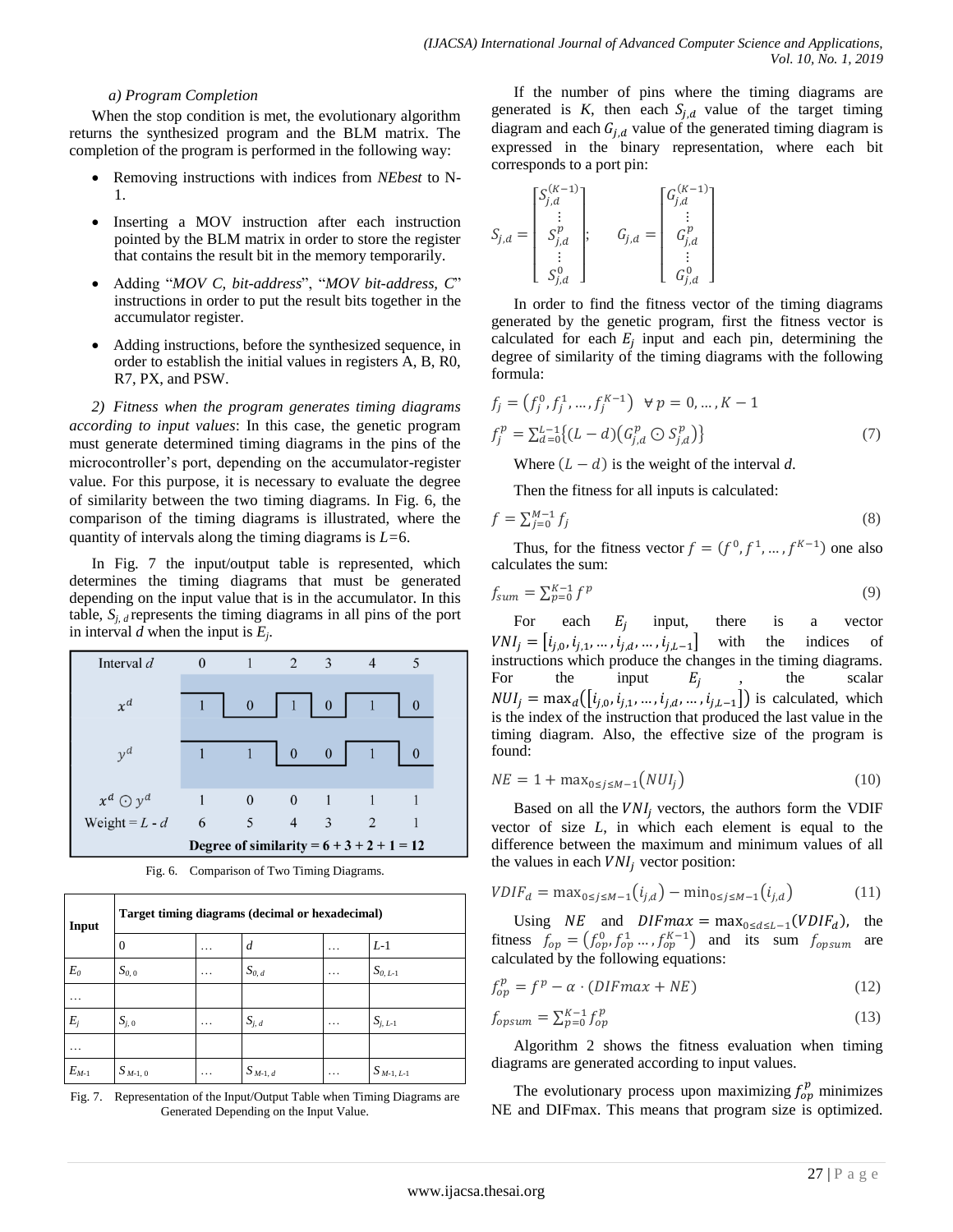*a) Program Completion*

When the stop condition is met, the evolutionary algorithm returns the synthesized program and the BLM matrix. The completion of the program is performed in the following way:

- Removing instructions with indices from *NEbest* to N-1.
- Inserting a MOV instruction after each instruction pointed by the BLM matrix in order to store the register that contains the result bit in the memory temporarily.
- Adding "*MOV C, bit-address*", "*MOV bit-address, C*" instructions in order to put the result bits together in the accumulator register.
- Adding instructions, before the synthesized sequence, in order to establish the initial values in registers A, B, R0, R7, PX, and PSW.

*2) Fitness when the program generates timing diagrams according to input values*: In this case, the genetic program must generate determined timing diagrams in the pins of the microcontroller's port, depending on the accumulator-register value. For this purpose, it is necessary to evaluate the degree of similarity between the two timing diagrams. In Fig. 6, the comparison of the timing diagrams is illustrated, where the quantity of intervals along the timing diagrams is $L$=6.

In Fig. 7 the input/output table is represented, which determines the timing diagrams that must be generated depending on the input value that is in the accumulator. In this table, $S_{j,d}$ represents the timing diagrams in all pins of the port in interval $d$ when the input is $E_j$.

| Interval $d$ | 0 | 1 | 2 | 3 | 4 | 5 |
|---|---|---|---|---|---|---|
| $x^d$ | 1 | 0 | 1 | 0 | 1 | 0 |
| $y^d$ | 1 | 1 | 0 | 0 | 1 | 0 |
| $x^d \odot y^d$ | 1 | 0 | 0 | 1 | 1 | 1 |
| Weight = $L$ - $d$ | 6 | 5 | 4 | 3 | 2 | 1 |
| **Degree of similarity = 6 + 3 + 2 + 1 = 12** | | | | | | |

Fig. 6. Comparison of Two Timing Diagrams.

| Input | Target timing diagrams (decimal or hexadecimal) | | | | |
|---|---|---|---|---|---|
| | 0 | … | $d$ | … | $L$-1 |
| $E_0$ | $S_{0,0}$ | … | $S_{0,d}$ | … | $S_{0,L-1}$ |
| … | | | | | |
| $E_j$ | $S_{j,0}$ | … | $S_{j,d}$ | … | $S_{j,L-1}$ |
| … | | | | | |
| $E_{M-1}$ | $S_{M-1,0}$ | … | $S_{M-1,d}$ | … | $S_{M-1,L-1}$ |

Fig. 7. Representation of the Input/Output Table when Timing Diagrams are Generated Depending on the Input Value.

If the number of pins where the timing diagrams are generated is $K$, then each $S_{j,d}$ value of the target timing diagram and each $G_{j,d}$ value of the generated timing diagram is expressed in the binary representation, where each bit corresponds to a port pin:

$$S_{j,d} = \begin{bmatrix} S_{j,d}^{(K-1)} \\ \vdots \\ S_{j,d}^{p} \\ \vdots \\ S_{j,d}^{0} \end{bmatrix}; \quad G_{j,d} = \begin{bmatrix} G_{j,d}^{(K-1)} \\ \vdots \\ G_{j,d}^{p} \\ \vdots \\ G_{j,d}^{0} \end{bmatrix}$$

In order to find the fitness vector of the timing diagrams generated by the genetic program, first the fitness vector is calculated for each $E_j$ input and each pin, determining the degree of similarity of the timing diagrams with the following formula:

$$f_j = \left(f_j^0, f_j^1, \dots, f_j^{K-1}\right) \;\; \forall\, p = 0, \dots, K-1$$

$$f_j^p = \sum_{d=0}^{L-1}\left\{(L-d)\left(G_{j,d}^p \odot S_{j,d}^p\right)\right\} \tag{7}$$

Where $(L-d)$ is the weight of the interval $d$.

Then the fitness for all inputs is calculated:

$$f = \sum_{j=0}^{M-1} f_j \tag{8}$$

Thus, for the fitness vector $f = (f^0, f^1, \dots, f^{K-1})$ one also calculates the sum:

$$f_{sum} = \sum_{p=0}^{K-1} f^p \tag{9}$$

For each $E_j$ input, there is a vector $VNI_j = \left[i_{j,0}, i_{j,1}, \dots, i_{j,d}, \dots, i_{j,L-1}\right]$ with the indices of instructions which produce the changes in the timing diagrams. For the input $E_j$, the scalar $NUI_j = \max_d\left(\left[i_{j,0}, i_{j,1}, \dots, i_{j,d}, \dots, i_{j,L-1}\right]\right)$ is calculated, which is the index of the instruction that produced the last value in the timing diagram. Also, the effective size of the program is found:

$$NE = 1 + \max_{0 \le j \le M-1}\left(NUI_j\right) \tag{10}$$

Based on all the $VNI_j$ vectors, the authors form the VDIF vector of size $L$, in which each element is equal to the difference between the maximum and minimum values of all the values in each $VNI_j$ vector position:

$$VDIF_d = \max_{0 \le j \le M-1}\left(i_{j,d}\right) - \min_{0 \le j \le M-1}\left(i_{j,d}\right) \tag{11}$$

Using $NE$ and $DIFmax = \max_{0 \le d \le L-1}(VDIF_d)$, the fitness $f_{op} = \left(f_{op}^0, f_{op}^1 \dots, f_{op}^{K-1}\right)$ and its sum $f_{opsum}$ are calculated by the following equations:

$$f_{op}^p = f^p - \alpha \cdot (DIFmax + NE) \tag{12}$$

$$f_{opsum} = \sum_{p=0}^{K-1} f_{op}^p \tag{13}$$

Algorithm 2 shows the fitness evaluation when timing diagrams are generated according to input values.

The evolutionary process upon maximizing $f_{op}^p$ minimizes NE and DIFmax. This means that program size is optimized.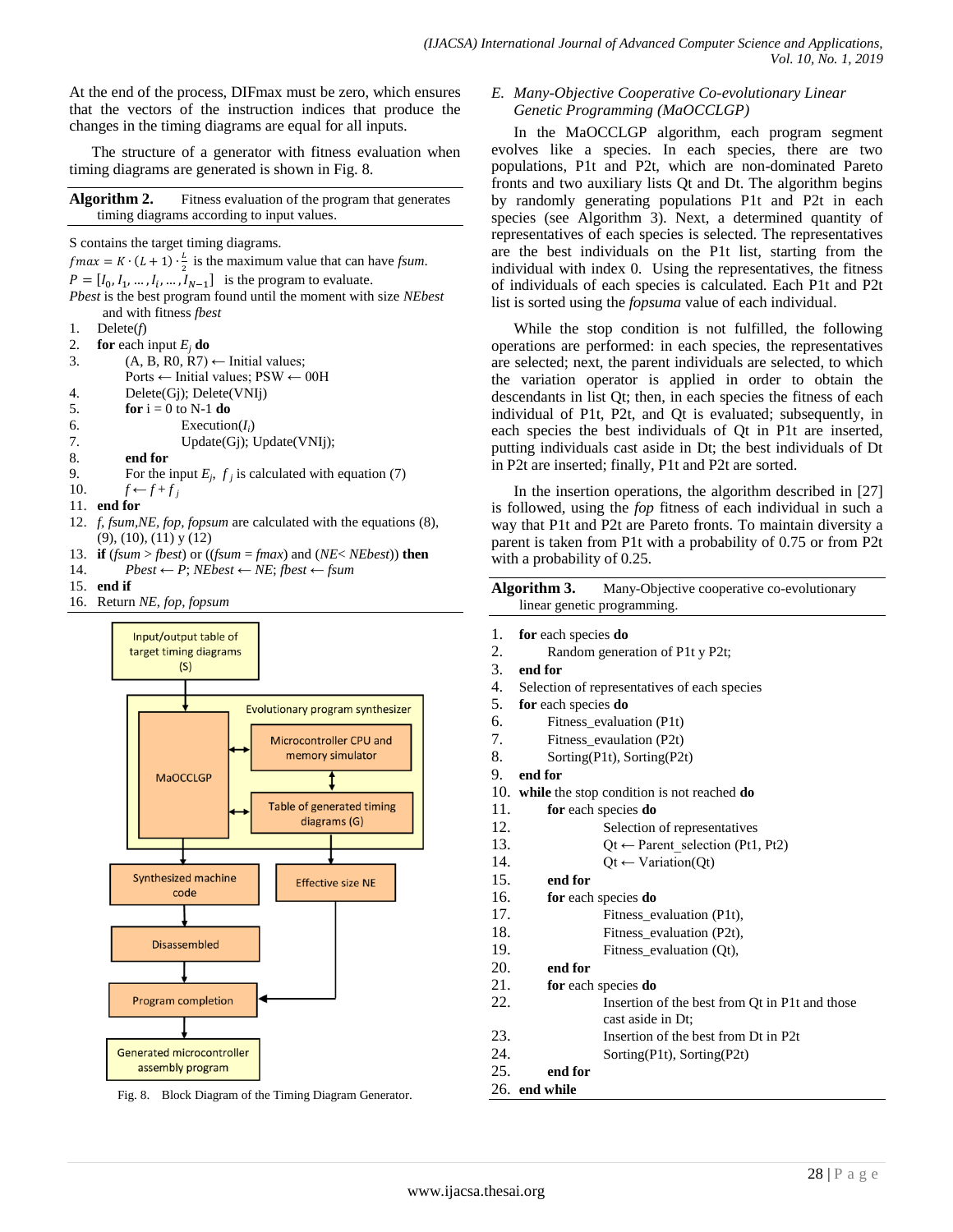At the end of the process, DIFmax must be zero, which ensures that the vectors of the instruction indices that produce the changes in the timing diagrams are equal for all inputs.

The structure of a generator with fitness evaluation when timing diagrams are generated is shown in Fig. 8.

**Algorithm 2.** Fitness evaluation of the program that generates timing diagrams according to input values.

S contains the target timing diagrams.
$fmax = K \cdot (L+1) \cdot \frac{L}{2}$ is the maximum value that can have *fsum*.
$P = [I_0, I_1, \ldots, I_i, \ldots, I_{N-1}]$ is the program to evaluate.
*Pbest* is the best program found until the moment with size *NEbest* and with fitness *fbest*

1. Delete($f$)
2. **for** each input $E_j$ **do**
3. (A, B, R0, R7) ← Initial values; Ports ← Initial values; PSW ← 00H
4. Delete(Gj); Delete(VNIj)
5. **for** i = 0 to N-1 **do**
6. Execution($I_i$)
7. Update(Gj); Update(VNIj);
8. **end for**
9. For the input $E_j$, $f_j$ is calculated with equation (7)
10. $f \leftarrow f + f_j$
11. **end for**
12. *f*, *fsum*, *NE*, *fop*, *fopsum* are calculated with the equations (8), (9), (10), (11) y (12)
13. **if** (*fsum* > *fbest*) or ((*fsum* = *fmax*) and (*NE*< *NEbest*)) **then**
14. *Pbest* ← *P*; *NEbest* ← *NE*; *fbest* ← *fsum*
15. **end if**
16. Return *NE*, *fop*, *fopsum*

Fig. 8. Block Diagram of the Timing Diagram Generator.

## E. Many-Objective Cooperative Co-evolutionary Linear Genetic Programming (MaOCCLGP)

In the MaOCCLGP algorithm, each program segment evolves like a species. In each species, there are two populations, P1t and P2t, which are non-dominated Pareto fronts and two auxiliary lists Qt and Dt. The algorithm begins by randomly generating populations P1t and P2t in each species (see Algorithm 3). Next, a determined quantity of representatives of each species is selected. The representatives are the best individuals on the P1t list, starting from the individual with index 0. Using the representatives, the fitness of individuals of each species is calculated. Each P1t and P2t list is sorted using the *fopsuma* value of each individual.

While the stop condition is not fulfilled, the following operations are performed: in each species, the representatives are selected; next, the parent individuals are selected, to which the variation operator is applied in order to obtain the descendants in list Qt; then, in each species the fitness of each individual of P1t, P2t, and Qt is evaluated; subsequently, in each species the best individuals of Qt in P1t are inserted, putting individuals cast aside in Dt; the best individuals of Dt in P2t are inserted; finally, P1t and P2t are sorted.

In the insertion operations, the algorithm described in [27] is followed, using the *fop* fitness of each individual in such a way that P1t and P2t are Pareto fronts. To maintain diversity a parent is taken from P1t with a probability of 0.75 or from P2t with a probability of 0.25.

**Algorithm 3.** Many-Objective cooperative co-evolutionary linear genetic programming.

1. **for** each species **do**
2. Random generation of P1t y P2t;
3. **end for**
4. Selection of representatives of each species
5. **for** each species **do**
6. Fitness_evaluation (P1t)
7. Fitness_evaluation (P2t)
8. Sorting(P1t), Sorting(P2t)
9. **end for**
10. **while** the stop condition is not reached **do**
11. **for** each species **do**
12. Selection of representatives
13. Qt ← Parent_selection (Pt1, Pt2)
14. Qt ← Variation(Qt)
15. **end for**
16. **for** each species **do**
17. Fitness_evaluation (P1t),
18. Fitness_evaluation (P2t),
19. Fitness_evaluation (Qt),
20. **end for**
21. **for** each species **do**
22. Insertion of the best from Qt in P1t and those cast aside in Dt;
23. Insertion of the best from Dt in P2t
24. Sorting(P1t), Sorting(P2t)
25. **end for**
26. **end while**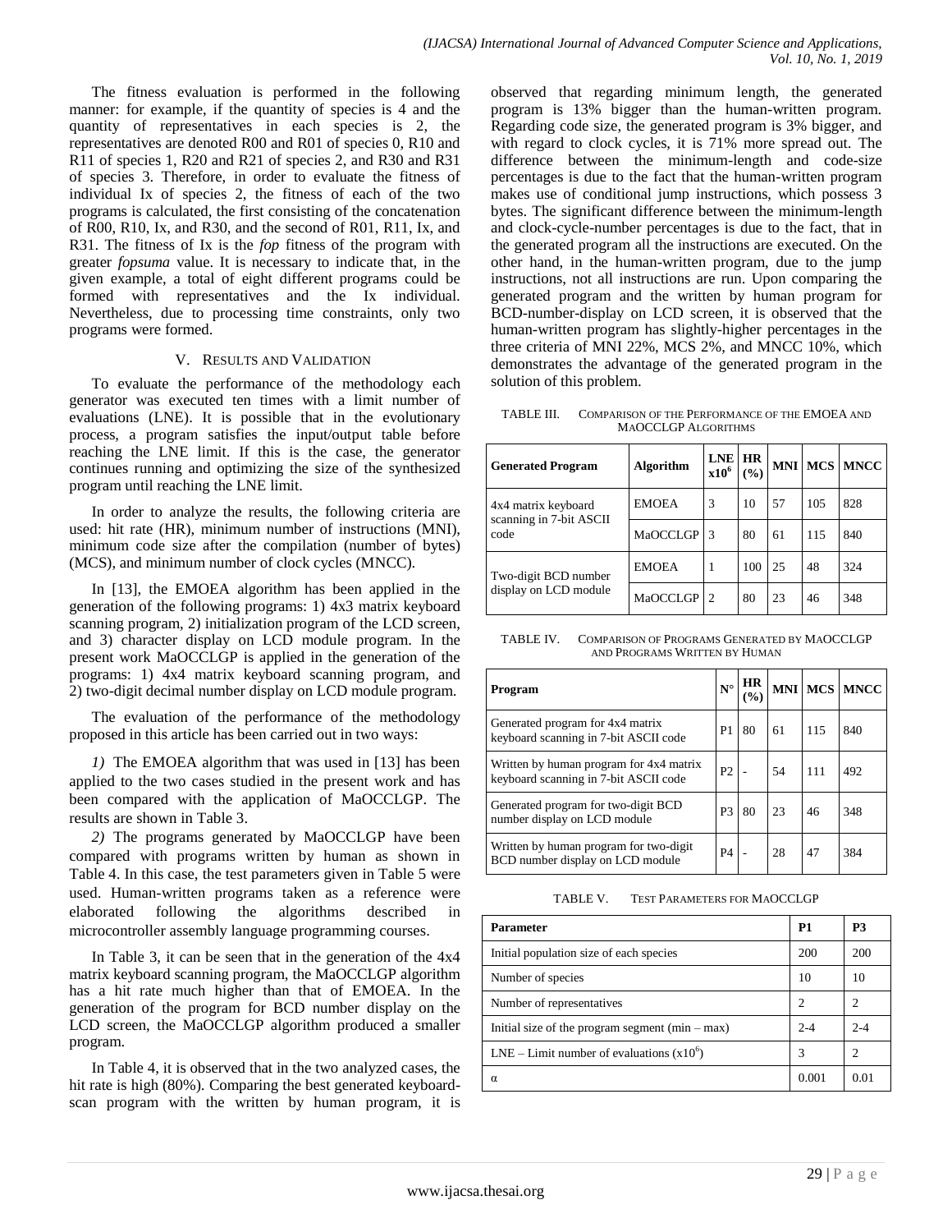The fitness evaluation is performed in the following manner: for example, if the quantity of species is 4 and the quantity of representatives in each species is 2, the representatives are denoted R00 and R01 of species 0, R10 and R11 of species 1, R20 and R21 of species 2, and R30 and R31 of species 3. Therefore, in order to evaluate the fitness of individual Ix of species 2, the fitness of each of the two programs is calculated, the first consisting of the concatenation of R00, R10, Ix, and R30, and the second of R01, R11, Ix, and R31. The fitness of Ix is the *fop* fitness of the program with greater *fopsuma* value. It is necessary to indicate that, in the given example, a total of eight different programs could be formed with representatives and the Ix individual. Nevertheless, due to processing time constraints, only two programs were formed.

## V. Results and Validation

To evaluate the performance of the methodology each generator was executed ten times with a limit number of evaluations (LNE). It is possible that in the evolutionary process, a program satisfies the input/output table before reaching the LNE limit. If this is the case, the generator continues running and optimizing the size of the synthesized program until reaching the LNE limit.

In order to analyze the results, the following criteria are used: hit rate (HR), minimum number of instructions (MNI), minimum code size after the compilation (number of bytes) (MCS), and minimum number of clock cycles (MNCC).

In [13], the EMOEA algorithm has been applied in the generation of the following programs: 1) 4x3 matrix keyboard scanning program, 2) initialization program of the LCD screen, and 3) character display on LCD module program. In the present work MaOCCLGP is applied in the generation of the programs: 1) 4x4 matrix keyboard scanning program, and 2) two-digit decimal number display on LCD module program.

The evaluation of the performance of the methodology proposed in this article has been carried out in two ways:

*1)* The EMOEA algorithm that was used in [13] has been applied to the two cases studied in the present work and has been compared with the application of MaOCCLGP. The results are shown in Table 3.

*2)* The programs generated by MaOCCLGP have been compared with programs written by human as shown in Table 4. In this case, the test parameters given in Table 5 were used. Human-written programs taken as a reference were elaborated following the algorithms described in microcontroller assembly language programming courses.

In Table 3, it can be seen that in the generation of the 4x4 matrix keyboard scanning program, the MaOCCLGP algorithm has a hit rate much higher than that of EMOEA. In the generation of the program for BCD number display on the LCD screen, the MaOCCLGP algorithm produced a smaller program.

In Table 4, it is observed that in the two analyzed cases, the hit rate is high (80%). Comparing the best generated keyboard-scan program with the written by human program, it is observed that regarding minimum length, the generated program is 13% bigger than the human-written program. Regarding code size, the generated program is 3% bigger, and with regard to clock cycles, it is 71% more spread out. The difference between the minimum-length and code-size percentages is due to the fact that the human-written program makes use of conditional jump instructions, which possess 3 bytes. The significant difference between the minimum-length and clock-cycle-number percentages is due to the fact, that in the generated program all the instructions are executed. On the other hand, in the human-written program, due to the jump instructions, not all instructions are run. Upon comparing the generated program and the written by human program for BCD-number-display on LCD screen, it is observed that the human-written program has slightly-higher percentages in the three criteria of MNI 22%, MCS 2%, and MNCC 10%, which demonstrates the advantage of the generated program in the solution of this problem.

TABLE III. Comparison of the Performance of the EMOEA and MaOCCLGP Algorithms

| Generated Program | Algorithm | LNE $x10^6$ | HR (%) | MNI | MCS | MNCC |
|---|---|---|---|---|---|---|
| 4x4 matrix keyboard scanning in 7-bit ASCII code | EMOEA | 3 | 10 | 57 | 105 | 828 |
| | MaOCCLGP | 3 | 80 | 61 | 115 | 840 |
| Two-digit BCD number display on LCD module | EMOEA | 1 | 100 | 25 | 48 | 324 |
| | MaOCCLGP | 2 | 80 | 23 | 46 | 348 |

TABLE IV. Comparison of Programs Generated by MaOCCLGP and Programs Written by Human

| Program | N° | HR (%) | MNI | MCS | MNCC |
|---|---|---|---|---|---|
| Generated program for 4x4 matrix keyboard scanning in 7-bit ASCII code | P1 | 80 | 61 | 115 | 840 |
| Written by human program for 4x4 matrix keyboard scanning in 7-bit ASCII code | P2 | - | 54 | 111 | 492 |
| Generated program for two-digit BCD number display on LCD module | P3 | 80 | 23 | 46 | 348 |
| Written by human program for two-digit BCD number display on LCD module | P4 | - | 28 | 47 | 384 |

TABLE V. Test Parameters for MaOCCLGP

| Parameter | P1 | P3 |
|---|---|---|
| Initial population size of each species | 200 | 200 |
| Number of species | 10 | 10 |
| Number of representatives | 2 | 2 |
| Initial size of the program segment (min – max) | 2-4 | 2-4 |
| LNE – Limit number of evaluations ($x10^6$) | 3 | 2 |
| $\alpha$ | 0.001 | 0.01 |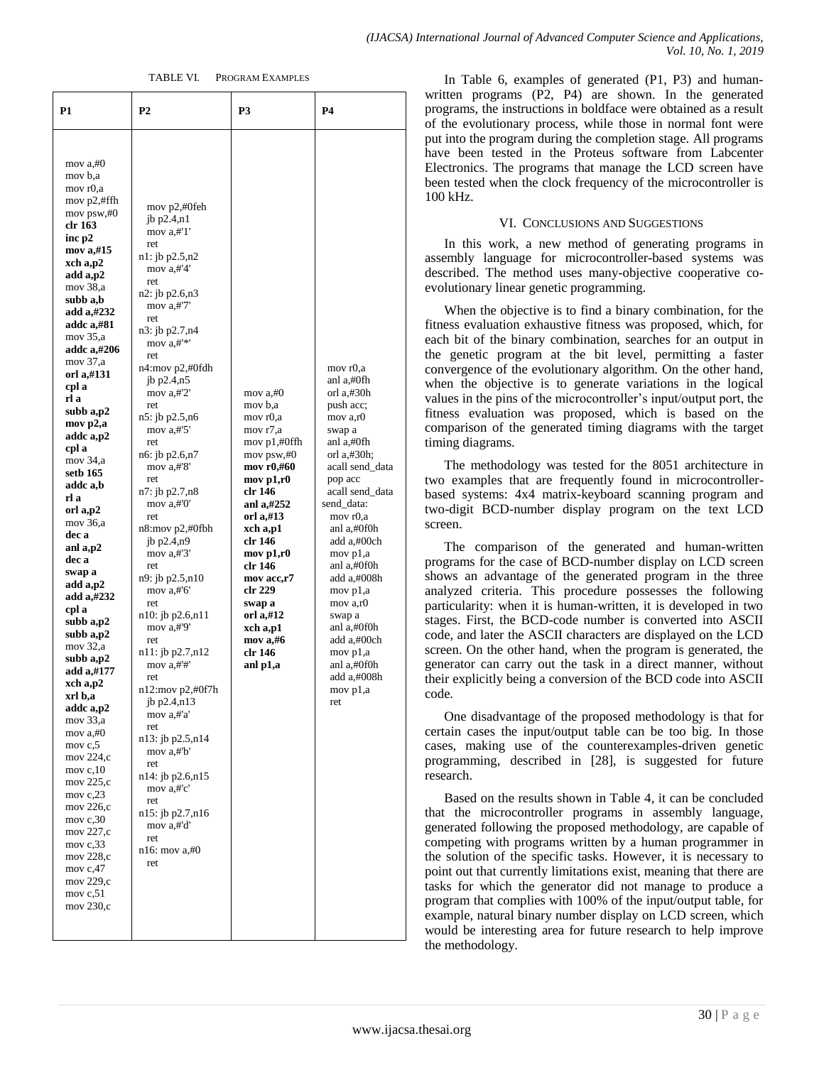TABLE VI. PROGRAM EXAMPLES

| P1 | P2 | P3 | P4 |
|---|---|---|---|
| mov a,#0<br>mov b,a<br>mov r0,a<br>mov p2,#ffh<br>mov psw,#0<br>**clr 163**<br>**inc p2**<br>**mov a,#15**<br>**xch a,p2**<br>**add a,p2**<br>mov 38,a<br>**subb a,b**<br>**add a,#232**<br>**addc a,#81**<br>mov 35,a<br>**addc a,#206**<br>mov 37,a<br>**orl a,#131**<br>**cpl a**<br>**rl a**<br>**subb a,p2**<br>**mov p2,a**<br>**addc a,p2**<br>**cpl a**<br>mov 34,a<br>**setb 165**<br>**addc a,b**<br>**rl a**<br>**orl a,p2**<br>mov 36,a<br>**dec a**<br>**anl a,p2**<br>**dec a**<br>**swap a**<br>**add a,p2**<br>**add a,#232**<br>**cpl a**<br>**subb a,p2**<br>**subb a,p2**<br>mov 32,a<br>**subb a,p2**<br>**add a,#177**<br>**xch a,p2**<br>**xrl b,a**<br>**addc a,p2**<br>mov 33,a<br>mov a,#0<br>mov c,5<br>mov 224,c<br>mov c,10<br>mov 225,c<br>mov c,23<br>mov 226,c<br>mov c,30<br>mov 227,c<br>mov c,33<br>mov 228,c<br>mov c,47<br>mov 229,c<br>mov c,51<br>mov 230,c | mov p2,#0feh<br>jb p2.4,n1<br>mov a,#'1'<br>ret<br>n1: jb p2.5,n2<br>mov a,#'4'<br>ret<br>n2: jb p2.6,n3<br>mov a,#'7'<br>ret<br>n3: jb p2.7,n4<br>mov a,#'*'<br>ret<br>n4:mov p2,#0fdh<br>jb p2.4,n5<br>mov a,#'2'<br>ret<br>n5: jb p2.5,n6<br>mov a,#'5'<br>ret<br>n6: jb p2.6,n7<br>mov a,#'8'<br>ret<br>n7: jb p2.7,n8<br>mov a,#'0'<br>ret<br>n8:mov p2,#0fbh<br>jb p2.4,n9<br>mov a,#'3'<br>ret<br>n9: jb p2.5,n10<br>mov a,#'6'<br>ret<br>n10: jb p2.6,n11<br>mov a,#'9'<br>ret<br>n11: jb p2.7,n12<br>mov a,#'#'<br>ret<br>n12:mov p2,#0f7h<br>jb p2.4,n13<br>mov a,#'a'<br>ret<br>n13: jb p2.5,n14<br>mov a,#'b'<br>ret<br>n14: jb p2.6,n15<br>mov a,#'c'<br>ret<br>n15: jb p2.7,n16<br>mov a,#'d'<br>ret<br>n16: mov a,#0<br>ret | mov a,#0<br>mov b,a<br>mov r0,a<br>mov r7,a<br>mov p1,#0ffh<br>mov psw,#0<br>**mov r0,#60**<br>**mov p1,r0**<br>**clr 146**<br>**anl a,#252**<br>**orl a,#13**<br>**xch a,p1**<br>**clr 146**<br>**mov p1,r0**<br>**clr 146**<br>**mov acc,r7**<br>**clr 229**<br>**swap a**<br>**orl a,#12**<br>**xch a,p1**<br>**mov a,#6**<br>**clr 146**<br>**anl p1,a** | mov r0,a<br>anl a,#0fh<br>orl a,#30h<br>push acc;<br>mov a,r0<br>swap a<br>anl a,#0fh<br>orl a,#30h;<br>acall send_data<br>pop acc<br>acall send_data<br>send_data:<br>mov r0,a<br>anl a,#0f0h<br>add a,#00ch<br>mov p1,a<br>anl a,#0f0h<br>add a,#008h<br>mov p1,a<br>mov a,r0<br>swap a<br>anl a,#0f0h<br>add a,#00ch<br>mov p1,a<br>anl a,#0f0h<br>add a,#008h<br>mov p1,a<br>ret |

In Table 6, examples of generated (P1, P3) and human-written programs (P2, P4) are shown. In the generated programs, the instructions in boldface were obtained as a result of the evolutionary process, while those in normal font were put into the program during the completion stage. All programs have been tested in the Proteus software from Labcenter Electronics. The programs that manage the LCD screen have been tested when the clock frequency of the microcontroller is 100 kHz.

## VI. CONCLUSIONS AND SUGGESTIONS

In this work, a new method of generating programs in assembly language for microcontroller-based systems was described. The method uses many-objective cooperative co-evolutionary linear genetic programming.

When the objective is to find a binary combination, for the fitness evaluation exhaustive fitness was proposed, which, for each bit of the binary combination, searches for an output in the genetic program at the bit level, permitting a faster convergence of the evolutionary algorithm. On the other hand, when the objective is to generate variations in the logical values in the pins of the microcontroller's input/output port, the fitness evaluation was proposed, which is based on the comparison of the generated timing diagrams with the target timing diagrams.

The methodology was tested for the 8051 architecture in two examples that are frequently found in microcontroller-based systems: 4x4 matrix-keyboard scanning program and two-digit BCD-number display program on the text LCD screen.

The comparison of the generated and human-written programs for the case of BCD-number display on LCD screen shows an advantage of the generated program in the three analyzed criteria. This procedure possesses the following particularity: when it is human-written, it is developed in two stages. First, the BCD-code number is converted into ASCII code, and later the ASCII characters are displayed on the LCD screen. On the other hand, when the program is generated, the generator can carry out the task in a direct manner, without their explicitly being a conversion of the BCD code into ASCII code.

One disadvantage of the proposed methodology is that for certain cases the input/output table can be too big. In those cases, making use of the counterexamples-driven genetic programming, described in [28], is suggested for future research.

Based on the results shown in Table 4, it can be concluded that the microcontroller programs in assembly language, generated following the proposed methodology, are capable of competing with programs written by a human programmer in the solution of the specific tasks. However, it is necessary to point out that currently limitations exist, meaning that there are tasks for which the generator did not manage to produce a program that complies with 100% of the input/output table, for example, natural binary number display on LCD screen, which would be interesting area for future research to help improve the methodology.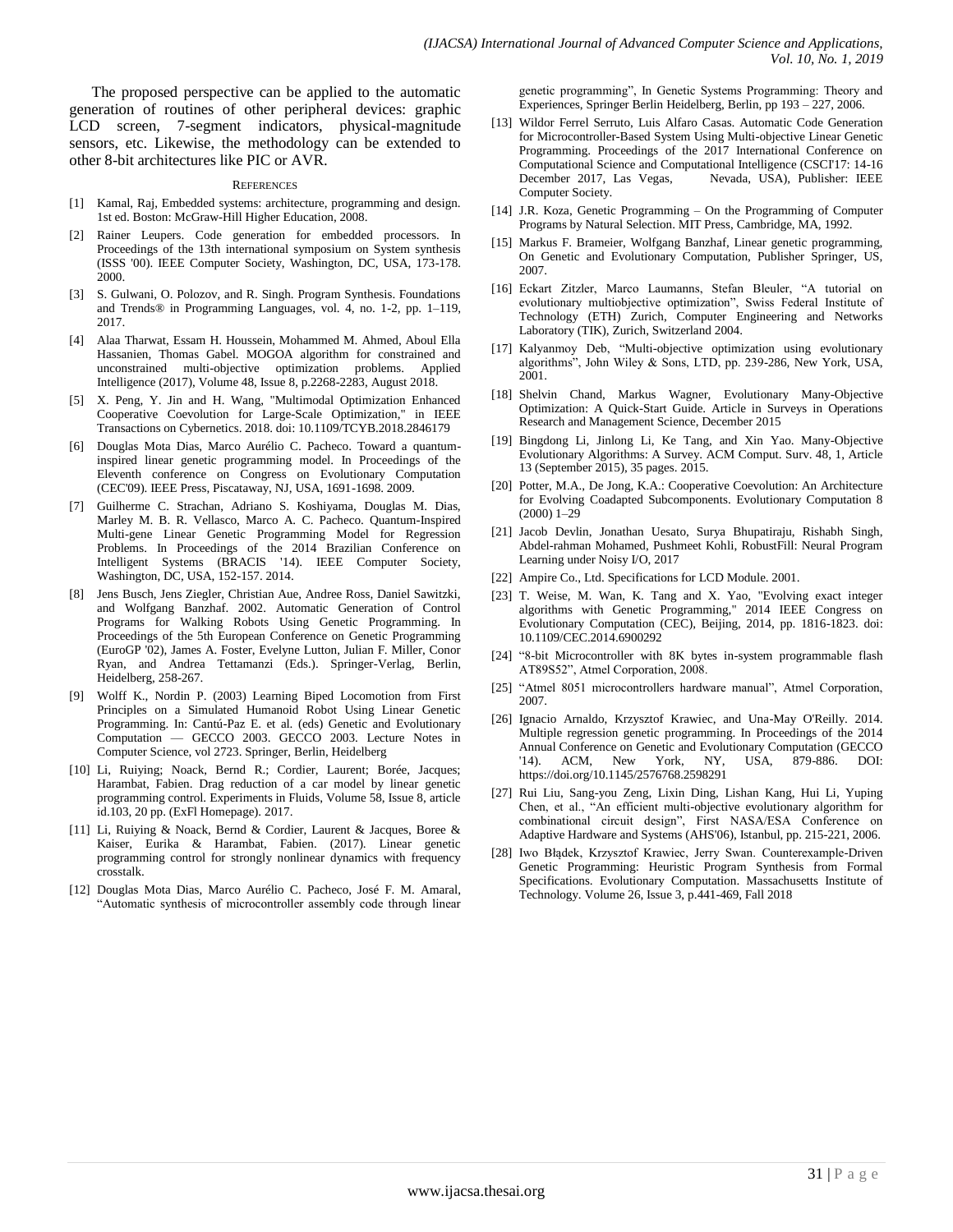The proposed perspective can be applied to the automatic generation of routines of other peripheral devices: graphic LCD screen, 7-segment indicators, physical-magnitude sensors, etc. Likewise, the methodology can be extended to other 8-bit architectures like PIC or AVR.

## References

[1] Kamal, Raj, Embedded systems: architecture, programming and design. 1st ed. Boston: McGraw-Hill Higher Education, 2008.

[2] Rainer Leupers. Code generation for embedded processors. In Proceedings of the 13th international symposium on System synthesis (ISSS '00). IEEE Computer Society, Washington, DC, USA, 173-178. 2000.

[3] S. Gulwani, O. Polozov, and R. Singh. Program Synthesis. Foundations and Trends® in Programming Languages, vol. 4, no. 1-2, pp. 1–119, 2017.

[4] Alaa Tharwat, Essam H. Houssein, Mohammed M. Ahmed, Aboul Ella Hassanien, Thomas Gabel. MOGOA algorithm for constrained and unconstrained multi-objective optimization problems. Applied Intelligence (2017), Volume 48, Issue 8, p.2268-2283, August 2018.

[5] X. Peng, Y. Jin and H. Wang, "Multimodal Optimization Enhanced Cooperative Coevolution for Large-Scale Optimization," in IEEE Transactions on Cybernetics. 2018. doi: 10.1109/TCYB.2018.2846179

[6] Douglas Mota Dias, Marco Aurélio C. Pacheco. Toward a quantum-inspired linear genetic programming model. In Proceedings of the Eleventh conference on Congress on Evolutionary Computation (CEC'09). IEEE Press, Piscataway, NJ, USA, 1691-1698. 2009.

[7] Guilherme C. Strachan, Adriano S. Koshiyama, Douglas M. Dias, Marley M. B. R. Vellasco, Marco A. C. Pacheco. Quantum-Inspired Multi-gene Linear Genetic Programming Model for Regression Problems. In Proceedings of the 2014 Brazilian Conference on Intelligent Systems (BRACIS '14). IEEE Computer Society, Washington, DC, USA, 152-157. 2014.

[8] Jens Busch, Jens Ziegler, Christian Aue, Andree Ross, Daniel Sawitzki, and Wolfgang Banzhaf. 2002. Automatic Generation of Control Programs for Walking Robots Using Genetic Programming. In Proceedings of the 5th European Conference on Genetic Programming (EuroGP '02), James A. Foster, Evelyne Lutton, Julian F. Miller, Conor Ryan, and Andrea Tettamanzi (Eds.). Springer-Verlag, Berlin, Heidelberg, 258-267.

[9] Wolff K., Nordin P. (2003) Learning Biped Locomotion from First Principles on a Simulated Humanoid Robot Using Linear Genetic Programming. In: Cantú-Paz E. et al. (eds) Genetic and Evolutionary Computation — GECCO 2003. GECCO 2003. Lecture Notes in Computer Science, vol 2723. Springer, Berlin, Heidelberg

[10] Li, Ruiying; Noack, Bernd R.; Cordier, Laurent; Borée, Jacques; Harambat, Fabien. Drag reduction of a car model by linear genetic programming control. Experiments in Fluids, Volume 58, Issue 8, article id.103, 20 pp. (ExFl Homepage). 2017.

[11] Li, Ruiying & Noack, Bernd & Cordier, Laurent & Jacques, Boree & Kaiser, Eurika & Harambat, Fabien. (2017). Linear genetic programming control for strongly nonlinear dynamics with frequency crosstalk.

[12] Douglas Mota Dias, Marco Aurélio C. Pacheco, José F. M. Amaral, "Automatic synthesis of microcontroller assembly code through linear genetic programming", In Genetic Systems Programming: Theory and Experiences, Springer Berlin Heidelberg, Berlin, pp 193 – 227, 2006.

[13] Wildor Ferrel Serruto, Luis Alfaro Casas. Automatic Code Generation for Microcontroller-Based System Using Multi-objective Linear Genetic Programming. Proceedings of the 2017 International Conference on Computational Science and Computational Intelligence (CSCI'17: 14-16 December 2017, Las Vegas, Nevada, USA), Publisher: IEEE Computer Society.

[14] J.R. Koza, Genetic Programming – On the Programming of Computer Programs by Natural Selection. MIT Press, Cambridge, MA, 1992.

[15] Markus F. Brameier, Wolfgang Banzhaf, Linear genetic programming, On Genetic and Evolutionary Computation, Publisher Springer, US, 2007.

[16] Eckart Zitzler, Marco Laumanns, Stefan Bleuler, "A tutorial on evolutionary multiobjective optimization", Swiss Federal Institute of Technology (ETH) Zurich, Computer Engineering and Networks Laboratory (TIK), Zurich, Switzerland 2004.

[17] Kalyanmoy Deb, "Multi-objective optimization using evolutionary algorithms", John Wiley & Sons, LTD, pp. 239-286, New York, USA, 2001.

[18] Shelvin Chand, Markus Wagner, Evolutionary Many-Objective Optimization: A Quick-Start Guide. Article in Surveys in Operations Research and Management Science, December 2015

[19] Bingdong Li, Jinlong Li, Ke Tang, and Xin Yao. Many-Objective Evolutionary Algorithms: A Survey. ACM Comput. Surv. 48, 1, Article 13 (September 2015), 35 pages. 2015.

[20] Potter, M.A., De Jong, K.A.: Cooperative Coevolution: An Architecture for Evolving Coadapted Subcomponents. Evolutionary Computation 8 (2000) 1–29

[21] Jacob Devlin, Jonathan Uesato, Surya Bhupatiraju, Rishabh Singh, Abdel-rahman Mohamed, Pushmeet Kohli, RobustFill: Neural Program Learning under Noisy I/O, 2017

[22] Ampire Co., Ltd. Specifications for LCD Module. 2001.

[23] T. Weise, M. Wan, K. Tang and X. Yao, "Evolving exact integer algorithms with Genetic Programming," 2014 IEEE Congress on Evolutionary Computation (CEC), Beijing, 2014, pp. 1816-1823. doi: 10.1109/CEC.2014.6900292

[24] "8-bit Microcontroller with 8K bytes in-system programmable flash AT89S52", Atmel Corporation, 2008.

[25] "Atmel 8051 microcontrollers hardware manual", Atmel Corporation, 2007.

[26] Ignacio Arnaldo, Krzysztof Krawiec, and Una-May O'Reilly. 2014. Multiple regression genetic programming. In Proceedings of the 2014 Annual Conference on Genetic and Evolutionary Computation (GECCO '14). ACM, New York, NY, USA, 879-886. DOI: https://doi.org/10.1145/2576768.2598291

[27] Rui Liu, Sang-you Zeng, Lixin Ding, Lishan Kang, Hui Li, Yuping Chen, et al., "An efficient multi-objective evolutionary algorithm for combinational circuit design", First NASA/ESA Conference on Adaptive Hardware and Systems (AHS'06), Istanbul, pp. 215-221, 2006.

[28] Iwo Błądek, Krzysztof Krawiec, Jerry Swan. Counterexample-Driven Genetic Programming: Heuristic Program Synthesis from Formal Specifications. Evolutionary Computation. Massachusetts Institute of Technology. Volume 26, Issue 3, p.441-469, Fall 2018